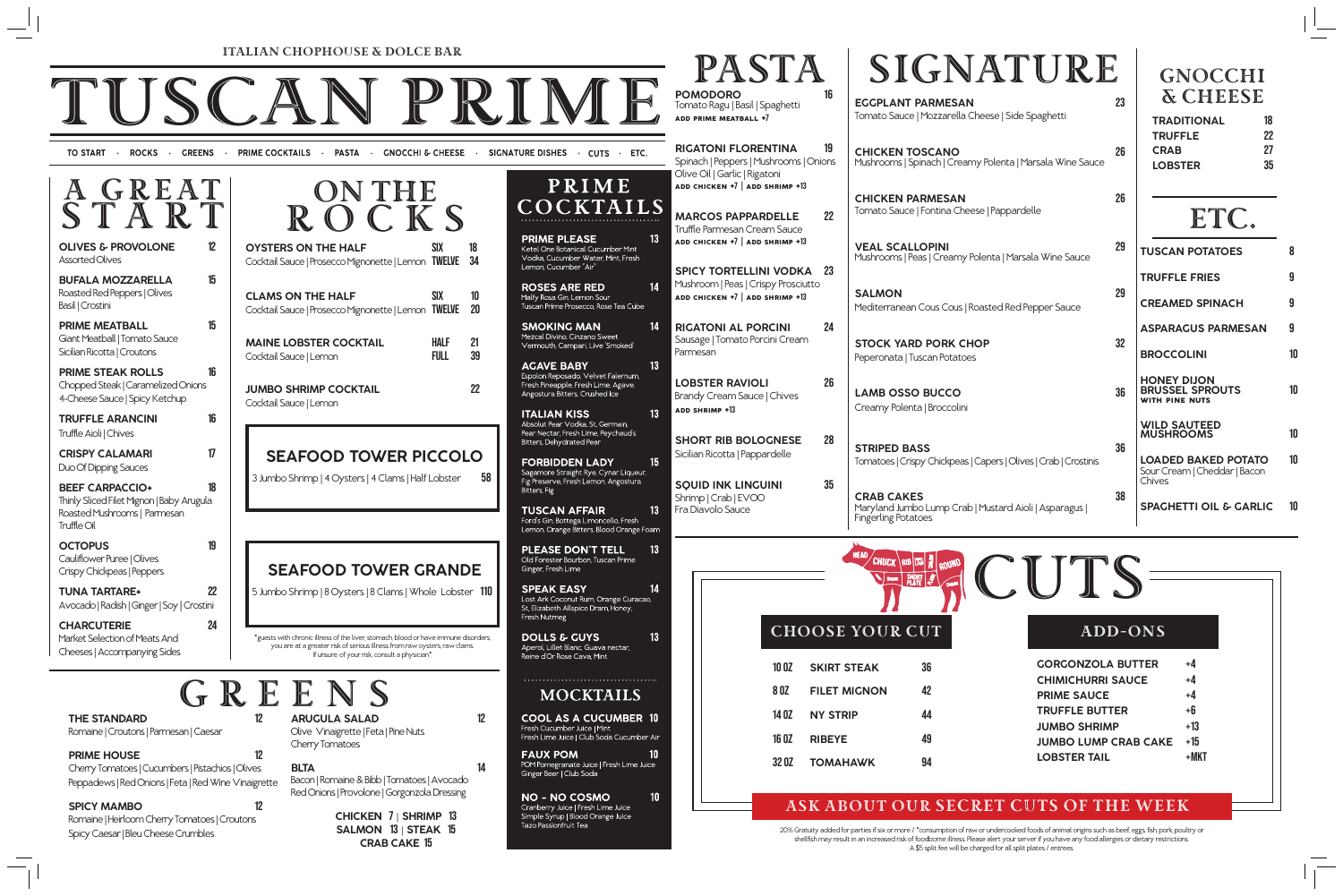ITALIAN CHOPHOUSE & DOLCE BAR

# TUSCAN PRIME

TO START · ROCKS · GREENS · PRIME COCKTAILS · PASTA · GNOCCHI & CHEESE · SIGNATURE DISHES · CUTS · ETC.

## A GREAT START

**OLIVES & PROVOLONE** 12
Assorted Olives

**BUFALA MOZZARELLA** 15
Roasted Red Peppers | Olives
Basil | Crostini

**PRIME MEATBALL** 15
Giant Meatball | Tomato Sauce
Sicilian Ricotta | Croutons

**PRIME STEAK ROLLS** 16
Chopped Steak | Caramelized Onions
4-Cheese Sauce | Spicy Ketchup

**TRUFFLE ARANCINI** 16
Truffle Aioli | Chives

**CRISPY CALAMARI** 17
Duo Of Dipping Sauces

**BEEF CARPACCIO*** 18
Thinly Sliced Filet Mignon | Baby Arugula
Roasted Mushrooms | Parmesan
Truffle Oil

**OCTOPUS** 19
Cauliflower Puree | Olives
Crispy Chickpeas | Peppers

**TUNA TARTARE*** 22
Avocado | Radish | Ginger | Soy | Crostini

**CHARCUTERIE** 24
Market Selection of Meats And
Cheeses | Accompanying Sides

## ON THE ROCKS

**OYSTERS ON THE HALF** — SIX 18 | TWELVE 34
Cocktail Sauce | Prosecco Mignonette | Lemon

**CLAMS ON THE HALF** — SIX 10 | TWELVE 20
Cocktail Sauce | Prosecco Mignonette | Lemon

**MAINE LOBSTER COCKTAIL** — HALF 21 | FULL 39
Cocktail Sauce | Lemon

**JUMBO SHRIMP COCKTAIL** 22
Cocktail Sauce | Lemon

### SEAFOOD TOWER PICCOLO
3 Jumbo Shrimp | 4 Oysters | 4 Clams | Half Lobster 58

### SEAFOOD TOWER GRANDE
5 Jumbo Shrimp | 8 Oysters | 8 Clams | Whole Lobster 110

*guests with chronic illness of the liver, stomach, blood or have immune disorders, you are at a greater risk of serious illness from raw oysters, raw clams. If unsure, of your risk, consult a physician*

## GREENS

**THE STANDARD** 12
Romaine | Croutons | Parmesan | Caesar

**PRIME HOUSE** 12
Cherry Tomatoes | Cucumbers | Pistachios | Olives
Peppadews | Red Onions | Feta | Red Wine Vinaigrette

**SPICY MAMBO** 12
Romaine | Heirloom Cherry Tomatoes | Croutons
Spicy Caesar | Bleu Cheese Crumbles

**ARUGULA SALAD** 12
Olive Vinaigrette | Feta | Pine Nuts
Cherry Tomatoes

**BLTA** 14
Bacon | Romaine & Bibb | Tomatoes | Avocado
Red Onions | Provolone | Gorgonzola Dressing

CHICKEN 7 | SHRIMP 13
SALMON 13 | STEAK 15
CRAB CAKE 15

## PRIME COCKTAILS

**PRIME PLEASE** 13
Ketel One Botanical Cucumber Mint Vodka, Cucumber Water, Mint, Fresh Lemon, Cucumber "Air"

**ROSES ARE RED** 14
Malfy Rosa Gin, Lemon Sour
Tuscan Prime Prosecco, Rose Tea Cube

**SMOKING MAN** 14
Mezcal Divino, Cinzano Sweet Vermouth, Campari, Live 'Smoked'

**AGAVE BABY** 13
Espolon Reposado, Velvet Falernum, Fresh Pineapple, Fresh Lime, Agave, Angostura Bitters, Crushed Ice

**ITALIAN KISS** 13
Absolut Pear Vodka, St. Germain, Pear Nectar, Fresh Lime, Peychaud's Bitters, Dehydrated Pear

**FORBIDDEN LADY** 15
Sagamore Straight Rye, Cynar Liqueur, Fig Preserve, Fresh Lemon, Angostura Bitters, Fig

**TUSCAN AFFAIR** 13
Ford's Gin, Bottega Limoncello, Fresh Lemon, Orange Bitters, Blood Orange Foam

**PLEASE DON'T TELL** 13
Old Forester Bourbon, Tuscan Prime Ginger, Fresh Lime

**SPEAK EASY** 14
Lost Ark Coconut Rum, Orange Curacao, St. Elizabeth Allspice Dram, Honey, Fresh Nutmeg

**DOLLS & GUYS** 13
Aperol, Lillet Blanc, Guava nectar, Reine d'Or Rose Cava, Mint

### MOCKTAILS

**COOL AS A CUCUMBER** 10
Fresh Cucumber Juice | Mint
Fresh Lime Juice | Club Soda Cucumber Air

**FAUX POM** 10
POM Pomegranate Juice | Fresh Lime Juice
Ginger Beer | Club Soda

**NO - NO COSMO** 10
Cranberry Juice | Fresh Lime Juice
Simple Syrup | Blood Orange Juice
Tazo Passionfruit Tea

## PASTA

**POMODORO** 16
Tomato Ragu | Basil | Spaghetti
ADD PRIME MEATBALL +7

**RIGATONI FLORENTINA** 19
Spinach | Peppers | Mushrooms | Onions
Olive Oil | Garlic | Rigatoni
ADD CHICKEN +7 | ADD SHRIMP +13

**MARCOS PAPPARDELLE** 22
Truffle Parmesan Cream Sauce
ADD CHICKEN +7 | ADD SHRIMP +13

**SPICY TORTELLINI VODKA** 23
Mushroom | Peas | Crispy Prosciutto
ADD CHICKEN +7 | ADD SHRIMP +13

**RIGATONI AL PORCINI** 24
Sausage | Tomato Porcini Cream
Parmesan

**LOBSTER RAVIOLI** 26
Brandy Cream Sauce | Chives
ADD SHRIMP +13

**SHORT RIB BOLOGNESE** 28
Sicilian Ricotta | Pappardelle

**SQUID INK LINGUINI** 35
Shrimp | Crab | EVOO
Fra Diavolo Sauce

## SIGNATURE

**EGGPLANT PARMESAN** 23
Tomato Sauce | Mozzarella Cheese | Side Spaghetti

**CHICKEN TOSCANO** 26
Mushrooms | Spinach | Creamy Polenta | Marsala Wine Sauce

**CHICKEN PARMESAN** 26
Tomato Sauce | Fontina Cheese | Pappardelle

**VEAL SCALLOPINI** 29
Mushrooms | Peas | Creamy Polenta | Marsala Wine Sauce

**SALMON** 29
Mediterranean Cous Cous | Roasted Red Pepper Sauce

**STOCK YARD PORK CHOP** 32
Peperonata | Tuscan Potatoes

**LAMB OSSO BUCCO** 36
Creamy Polenta | Broccolini

**STRIPED BASS** 36
Tomatoes | Crispy Chickpeas | Capers | Olives | Crab | Crostinis

**CRAB CAKES** 38
Maryland Jumbo Lump Crab | Mustard Aioli | Asparagus | Fingerling Potatoes

## GNOCCHI & CHEESE

| | |
|---|---|
| TRADITIONAL | 18 |
| TRUFFLE | 22 |
| CRAB | 27 |
| LOBSTER | 35 |

## ETC.

| | |
|---|---|
| TUSCAN POTATOES | 8 |
| TRUFFLE FRIES | 9 |
| CREAMED SPINACH | 9 |
| ASPARAGUS PARMESAN | 9 |
| BROCCOLINI | 10 |
| HONEY DIJON BRUSSEL SPROUTS WITH PINE NUTS | 10 |
| WILD SAUTEED MUSHROOMS | 10 |
| LOADED BAKED POTATO (Sour Cream \| Cheddar \| Bacon Chives) | 10 |
| SPAGHETTI OIL & GARLIC | 10 |

## CUTS

### CHOOSE YOUR CUT

| | | |
|---|---|---|
| 10 OZ | SKIRT STEAK | 36 |
| 8 OZ | FILET MIGNON | 42 |
| 14 OZ | NY STRIP | 44 |
| 16 OZ | RIBEYE | 49 |
| 32 OZ | TOMAHAWK | 94 |

### ADD-ONS

| | |
|---|---|
| GORGONZOLA BUTTER | +4 |
| CHIMICHURRI SAUCE | +4 |
| PRIME SAUCE | +4 |
| TRUFFLE BUTTER | +6 |
| JUMBO SHRIMP | +13 |
| JUMBO LUMP CRAB CAKE | +15 |
| LOBSTER TAIL | +MKT |

**ASK ABOUT OUR SECRET CUTS OF THE WEEK**

20% Gratuity added for parties if six or more / *consumption of raw or undercooked foods of animal origins such as beef, eggs, fish, pork, poultry or shellfish may result in an increased risk of foodborne illness. Please alert your server if you have any food allergies or dietary restrictions. A $5 split fee will be charged for all split plates / entrees.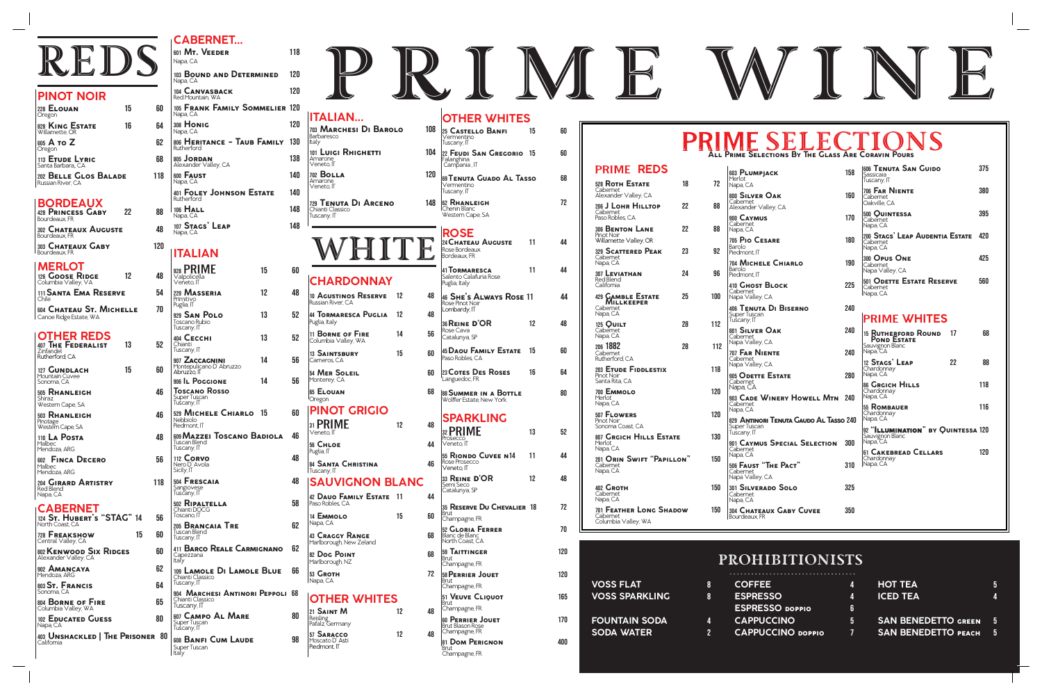# REDS

## PINOT NOIR

| | | | |
|---|---|---|---|
| 228 **Elouan** Oregon | 15 | 60 |
| 828 **King Estate** Willamette, OR | 16 | 64 |
| 605 **A to Z** Oregon | | 62 |
| 113 **Etude Lyric** Santa Barbara, CA | | 68 |
| 202 **Belle Glos Balade** Russian River, CA | | 118 |

## BORDEAUX

| | | |
|---|---|---|
| 428 **Princess Gaby** Bourdeaux, FR | 22 | 88 |
| 302 **Chateaux Auguste** Bourdeaux, FR | | 48 |
| 303 **Chateaux Gaby** Bourdeaux, FR | | 120 |

## MERLOT

| | | |
|---|---|---|
| 126 **Goose Ridge** Columbia Valley, WA | 12 | 48 |
| 111 **Santa Ema Reserve** Chile | | 54 |
| 604 **Chateau St. Michelle** Canoe Ridge Estate, WA | | 70 |

## OTHER REDS

| | | |
|---|---|---|
| 407 **The Federalist** Zinfandel, Rutherford, CA | 13 | 52 |
| 127 **Gundlach** Mountain Cuvee, Sonoma, CA | 15 | 60 |
| 505 **Rhanleigh** Shiraz, Western Cape, SA | | 46 |
| 503 **Rhanleigh** Pinotage, Western Cape, SA | | 46 |
| 110 **La Posta** Malbec, Mendoza, ARG | | 48 |
| 602 **Finca Decero** Malbec, Mendoza, ARG | | 56 |
| 204 **Girard Artistry** Red Blend, Napa, CA | | 118 |

## CABERNET

| | | |
|---|---|---|
| 124 **St. Hubert's "Stag"** North Coast, CA | 14 | 56 |
| 728 **Freakshow** Central Valley, CA | 15 | 60 |
| 802 **Kenwood Six Ridges** Alexander Valley, CA | | 60 |
| 902 **Amancaya** Mendoza, ARG | | 62 |
| 803 **St. Francis** Sonoma, CA | | 64 |
| 804 **Borne of Fire** Columbia Valley, WA | | 65 |
| 102 **Educated Guess** Napa, CA | | 80 |
| 403 **Unshackled \| The Prisoner** California | | 80 |

## CABERNET...

| | |
|---|---|
| 601 **Mt. Veeder** Napa, CA | 118 |
| 103 **Bound and Determined** Napa, CA | 120 |
| 104 **Canvasback** Red Mountain, WA | 120 |
| 105 **Frank Family Sommelier** Napa, CA | 120 |
| 308 **Honig** Napa, CA | 120 |
| 806 **Heritance - Taub Family** Rutherford | 130 |
| 805 **Jordan** Alexander Valley, CA | 138 |
| 600 **Faust** Napa, CA | 140 |
| 401 **Foley Johnson Estate** Rutherford | 140 |
| 106 **Hall** Napa, CA | 148 |
| 107 **Stags' Leap** Napa, CA | 148 |

## ITALIAN

| | | |
|---|---|---|
| 928 **PRIME** Valpolicella, Veneto, IT | 15 | 60 |
| 229 **Masseria** Primitivo, Puglia, IT | 12 | 48 |
| 929 **San Polo** Toscano Rubio, Tuscany, IT | 13 | 52 |
| 404 **Cecchi** Chianti, Tuscany, IT | 13 | 52 |
| 907 **Zaccagnini** Montepulicano D'Abruzzo, Abruzzo, IT | 14 | 56 |
| 906 **Il Poggione** | 14 | 56 |
| **Toscano Rosso** Super Tuscan, Tuscany, IT | | |
| 529 **Michele Chiarlo** Nebbiolo, Piedmont, IT | 15 | 60 |
| 609 **Mazzei Toscano Badiola** Tuscan Blend, Tuscany, IT | | 46 |
| 112 **Corvo** Nero D'Avola, Sicily, IT | | 48 |
| 504 **Frescaia** Sangiovese, Tuscany, IT | | 48 |
| 502 **Ripaltella** Chianti DOCG, Toscano, IT | | 58 |
| 205 **Brancaia Tre** Tuscan Blend, Tuscany, IT | | 62 |
| 411 **Barco Reale Carmignano** Capezzana, Italy | | 62 |
| 109 **Lamole Di Lamole Blue** Chianti Classico, Tuscany, IT | | 66 |
| 904 **Marchesi Antinori Peppoli** Chianti Classico, Tuscany, IT | | 68 |
| 607 **Campo Al Mare** Super Tuscan, Tuscany, IT | | 80 |
| 608 **Banfi Cum Laude** Super Tuscan, Italy | | 98 |

# PRIME WINE

## ITALIAN...

| | |
|---|---|
| 703 **Marchesi Di Barolo** Barbaresco, Italy | 108 |
| 101 **Luigi Rhighetti** Amarone, Veneto, IT | 104 |
| 702 **Bolla** Amarone, Veneto, IT | 120 |
| 729 **Tenuta Di Arceno** Chianti Classico, Tuscany, IT | 148 |

# WHITE

## CHARDONNAY

| | | |
|---|---|---|
| 10 **Acustinos Reserve** Russian River, CA | 12 | 48 |
| 44 **Tormaresca Puglia** Puglia, Italy | 12 | 48 |
| 11 **Borne of Fire** Columbia Valley, WA | 14 | 56 |
| 13 **Saintsbury** Cameros, CA | 15 | 60 |
| 54 **Mer Soleil** Monterey, CA | | 60 |
| 65 **Elouan** Oregon | | 68 |

## PINOT GRIGIO

| | | |
|---|---|---|
| 31 **PRIME** Veneto, IT | 12 | 48 |
| 56 **Chloe** Puglia, IT | | 44 |
| 84 **Santa Christina** Tuscany, IT | | 46 |

## SAUVIGNON BLANC

| | | |
|---|---|---|
| 42 **Dauo Family Estate** Paso Robles, CA | 11 | 44 |
| 14 **Emmolo** Napa, CA | 15 | 60 |
| 43 **Craggy Range** Marlborough, New Zeland | | 68 |
| 82 **Dog Point** Marlborough, NZ | | 68 |
| 53 **Groth** Napa, CA | | 72 |

## OTHER WHITES

| | | |
|---|---|---|
| 21 **Saint M** Reisling, Pafalz, Germany | 12 | 48 |
| 57 **Saracco** Moscato D'Asti, Piedmont, IT | 12 | 48 |

## OTHER WHITES

| | | |
|---|---|---|
| 25 **Castello Banfi** Vermentino, Tuscany, IT | 15 | 60 |
| 22 **Feudi San Gregorio** Falanghina, Campania, IT | 15 | 60 |
| 69 **Tenuta Guado Al Tasso** Vermentino, Tuscany, IT | | 68 |
| 62 **Rhanleigh** Chenin Blanc, Western Cape, SA | | 72 |

## ROSE

| | | |
|---|---|---|
| 24 **Chateau Auguste** Rose Bordeaux, Bordeaux, FR | 11 | 44 |
| 41 **Tormaresca** Salento Calafuria Rose, Puglia, Italy | 11 | 44 |
| 46 **She's Always Rose** Rose Pinot Noir, Lombardy, IT | 11 | 44 |
| 36 **Reine D'Or** Rose Cava, Catalunya, SP | 12 | 48 |
| 45 **Daou Family Estate** Paso Robles, CA | 15 | 60 |
| 23 **Cotes Des Roses** Languedoc, FR | 16 | 64 |
| 88 **Summer in a Bottle** Wolffer Estate, New York | | 80 |

## SPARKLING

| | | |
|---|---|---|
| 32 **PRIME** Prosecco, Veneto, IT | 13 | 52 |
| 55 **Riondo Cuvee N14** Rose Prosecco, Veneto, IT | 11 | 44 |
| 33 **Reine D'Or** Semi Seco, Catalunya, SP | 12 | 48 |
| 35 **Reserve Du Chevalier** Brut, Champagne, FR | 18 | 72 |
| 52 **Gloria Ferrer** Blanc de Blanc, North Coast, CA | | 70 |
| 59 **Taittinger** Brut, Champagne, FR | | 120 |
| 58 **Perrier Jouet** Brut, Champagne, FR | | 120 |
| 51 **Veuve Cliquot** Brut, Champagne, FR | | 165 |
| 60 **Perrier Jouet** Brut Blason Rose, Champagne, FR | | 170 |
| 81 **Dom Perignon** Brut, Champagne, FR | | 400 |

# PRIME SELECTIONS

**All Prime Selections By The Glass Are Coravin Pours**

## PRIME REDS

| | | |
|---|---|---|
| 528 **Roth Estate** Cabernet, Alexander Valley, CA | 18 | 72 |
| 206 **J Lohr Hilltop** Cabernet, Paso Robles, CA | 22 | 88 |
| 306 **Benton Lane** Pinot Noir, Willamette Valley, OR | 22 | 88 |
| 329 **Scattered Peak** Cabernet, Napa, CA | 23 | 92 |
| 307 **Leviathan** Red Blend, California | 24 | 96 |
| 429 **Gamble Estate Millkeeper** Cabernet, Napa Valley, CA | 25 | 100 |
| 125 **Quilt** Cabernet, Napa, CA | 28 | 112 |
| 206 **1882** Cabernet, Rutherford, CA | 28 | 112 |
| 203 **Etude Fiddlestix** Pinot Noir, Santa Rita, CA | | 118 |
| 700 **Emmolo** Merlot, Napa, CA | | 120 |
| 507 **Flowers** Pinot Noir, Sonoma Coast, CA | | 120 |
| 807 **Grgich Hills Estate** Merlot, Napa, CA | | 130 |
| 201 **Orin Swift "Papillon"** Cabernet, Napa, CA | | 150 |
| 402 **Groth** Cabernet, Napa, CA | | 150 |
| 701 **Feather Long Shadow** Cabernet, Columbia Valley, WA | | 150 |
| 603 **Plumpjack** Merlot, Napa, CA | | 158 |
| 800 **Silver Oak** Cabernet, Alexander Valley, CA | | 160 |
| 900 **Caymus** Cabernet, Napa, CA | | 170 |
| 705 **Pio Cesare** Barolo, Piedmont, IT | | 180 |
| 704 **Michele Chiarlo** Barolo, Piedmont, IT | | 190 |
| 410 **Ghost Block** Cabernet, Napa Valley, CA | | 225 |
| 406 **Tenuta Di Biserno** Super Tuscan, Tuscany, IT | | 240 |
| 801 **Silver Oak** Cabernet, Napa Valley, CA | | 240 |
| 707 **Far Niente** Cabernet, Napa Valley, CA | | 240 |
| 905 **Odette Estate** Cabernet, Napa, CA | | 280 |
| 903 **Cade Winery Howell Mtn** Cabernet, Napa, CA | | 240 |
| 829 **Antinori Tenuta Gaudo Al Tasso** Super Tuscan, Tuscany, IT | | 240 |
| 901 **Caymus Special Selection** Cabernet, Napa, CA | | 300 |
| 506 **Faust "The Pact"** Cabernet, Napa Valley, CA | | 310 |
| 301 **Silverado Solo** Cabernet, Napa, CA | | 325 |
| 304 **Chateaux Gaby Cuvee** Bourdeaux, FR | | 350 |
| 606 **Tenuta San Guido** Sassicaia, Tuscany, IT | | 375 |
| 706 **Far Niente** Cabernet, Oakville, CA | | 380 |
| 500 **Quintessa** Cabernet, Napa, CA | | 395 |
| 200 **Stags' Leap Audentia Estate** Cabernet, Napa, CA | | 420 |
| 300 **Opus One** Cabernet, Napa Valley, CA | | 425 |
| 501 **Odette Estate Reserve** Cabernet, Napa, CA | | 560 |

## PRIME WHITES

| | | |
|---|---|---|
| 15 **Rutherford Round Pond Estate** Sauvignon Blanc, Napa, CA | 17 | 68 |
| 12 **Stags' Leap** Chardonnay, Napa, CA | 22 | 88 |
| 86 **Grgich Hills** Chardonnay, Napa, CA | | 118 |
| 55 **Rombauer** Chardonnay, Napa, CA | | 116 |
| 92 **"Illumination" by Quintessa** Sauvignon Blanc, Napa, CA | | 120 |
| 61 **Cakebread Cellars** Chardonnay, Napa, CA | | 120 |

# PROHIBITIONISTS

| | |
|---|---|
| VOSS FLAT | 8 |
| VOSS SPARKLING | 8 |
| FOUNTAIN SODA | 4 |
| SODA WATER | 2 |
| COFFEE | 4 |
| ESPRESSO | 4 |
| ESPRESSO DOPPIO | 6 |
| CAPPUCCINO | 5 |
| CAPPUCCINO DOPPIO | 7 |
| HOT TEA | 5 |
| ICED TEA | 4 |
| SAN BENEDETTO GREEN | 5 |
| SAN BENEDETTO PEACH | 5 |